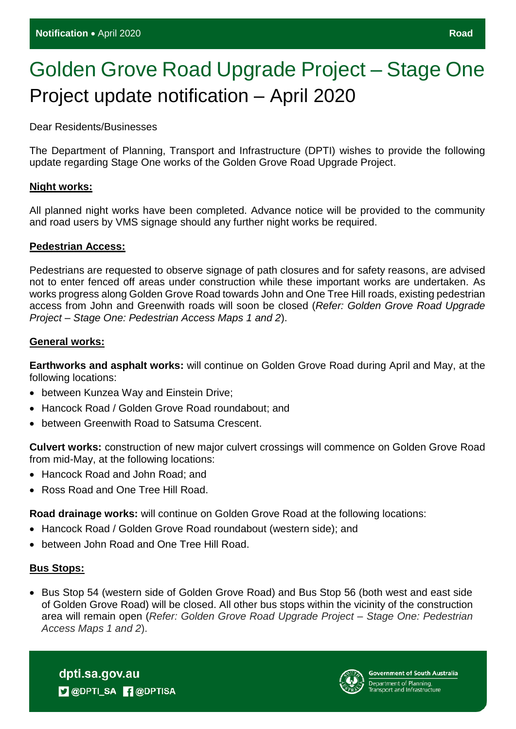**Notification** • April 2020 **Road**

# Golden Grove Road Upgrade Project – Stage One

## Project update notification – April 2020

Dear Residents/Businesses

The Department of Planning, Transport and Infrastructure (DPTI) wishes to provide the following update regarding Stage One works of the Golden Grove Road Upgrade Project.

### Night works:

All planned night works have been completed. Advance notice will be provided to the community and road users by VMS signage should any further night works be required.

### Pedestrian Access:

Pedestrians are requested to observe signage of path closures and for safety reasons, are advised not to enter fenced off areas under construction while these important works are undertaken. As works progress along Golden Grove Road towards John and One Tree Hill roads, existing pedestrian access from John and Greenwith roads will soon be closed (*Refer: Golden Grove Road Upgrade Project – Stage One: Pedestrian Access Maps 1 and 2*).

### General works:

**Earthworks and asphalt works:** will continue on Golden Grove Road during April and May, at the following locations:

- between Kunzea Way and Einstein Drive;
- Hancock Road / Golden Grove Road roundabout; and
- between Greenwith Road to Satsuma Crescent.

**Culvert works:** construction of new major culvert crossings will commence on Golden Grove Road from mid-May, at the following locations:

- Hancock Road and John Road; and
- Ross Road and One Tree Hill Road.

**Road drainage works:** will continue on Golden Grove Road at the following locations:

- Hancock Road / Golden Grove Road roundabout (western side); and
- between John Road and One Tree Hill Road.

### Bus Stops:

- Bus Stop 54 (western side of Golden Grove Road) and Bus Stop 56 (both west and east side of Golden Grove Road) will be closed. All other bus stops within the vicinity of the construction area will remain open (*Refer: Golden Grove Road Upgrade Project – Stage One: Pedestrian Access Maps 1 and 2*).

dpti.sa.gov.au
@DPTI_SA @DPTISA

Government of South Australia
Department of Planning, Transport and Infrastructure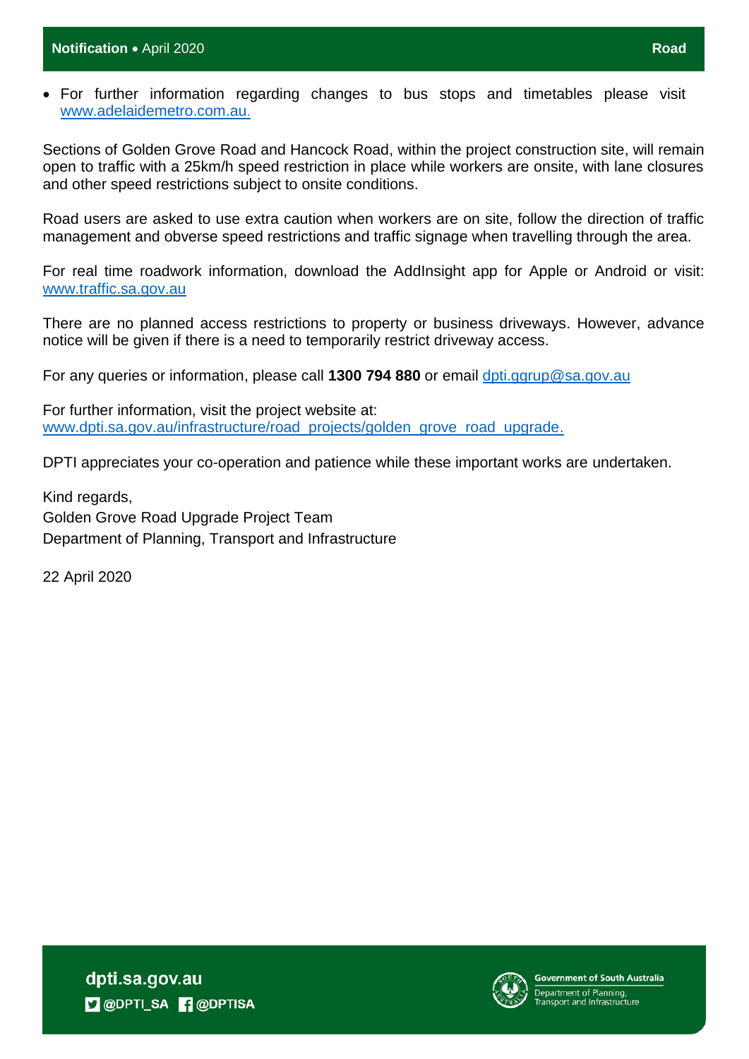- For further information regarding changes to bus stops and timetables please visit www.adelaidemetro.com.au.

Sections of Golden Grove Road and Hancock Road, within the project construction site, will remain open to traffic with a 25km/h speed restriction in place while workers are onsite, with lane closures and other speed restrictions subject to onsite conditions.

Road users are asked to use extra caution when workers are on site, follow the direction of traffic management and obverse speed restrictions and traffic signage when travelling through the area.

For real time roadwork information, download the AddInsight app for Apple or Android or visit: www.traffic.sa.gov.au

There are no planned access restrictions to property or business driveways. However, advance notice will be given if there is a need to temporarily restrict driveway access.

For any queries or information, please call **1300 794 880** or email dpti.ggrup@sa.gov.au

For further information, visit the project website at:
www.dpti.sa.gov.au/infrastructure/road_projects/golden_grove_road_upgrade.

DPTI appreciates your co-operation and patience while these important works are undertaken.

Kind regards,
Golden Grove Road Upgrade Project Team
Department of Planning, Transport and Infrastructure

22 April 2020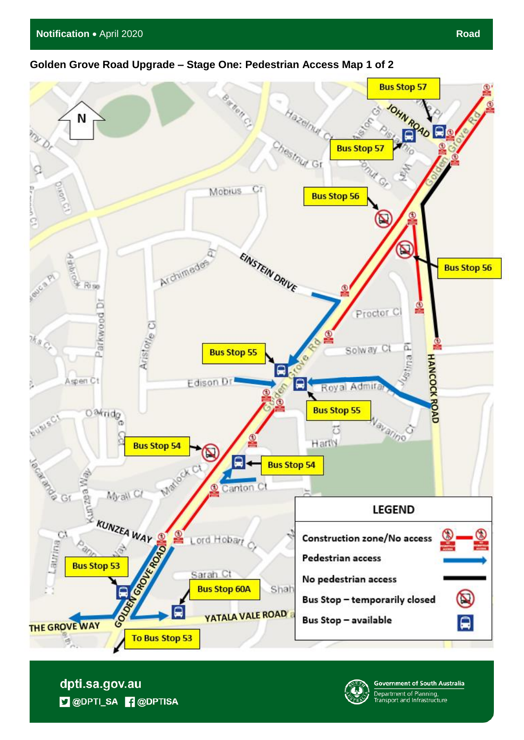Notification • April 2020 | Road

## Golden Grove Road Upgrade – Stage One: Pedestrian Access Map 1 of 2

Bus Stop 57

Bus Stop 57

Bus Stop 56

Bus Stop 56

Bus Stop 55

Bus Stop 55

Bus Stop 54

Bus Stop 54

Bus Stop 53

Bus Stop 60A

To Bus Stop 53

**LEGEND**

| | |
|---|---|
| Construction zone/No access | |
| Pedestrian access | |
| No pedestrian access | |
| Bus Stop – temporarily closed | |
| Bus Stop – available | |

dpti.sa.gov.au
@DPTI_SA @DPTISA

Government of South Australia
Department of Planning, Transport and Infrastructure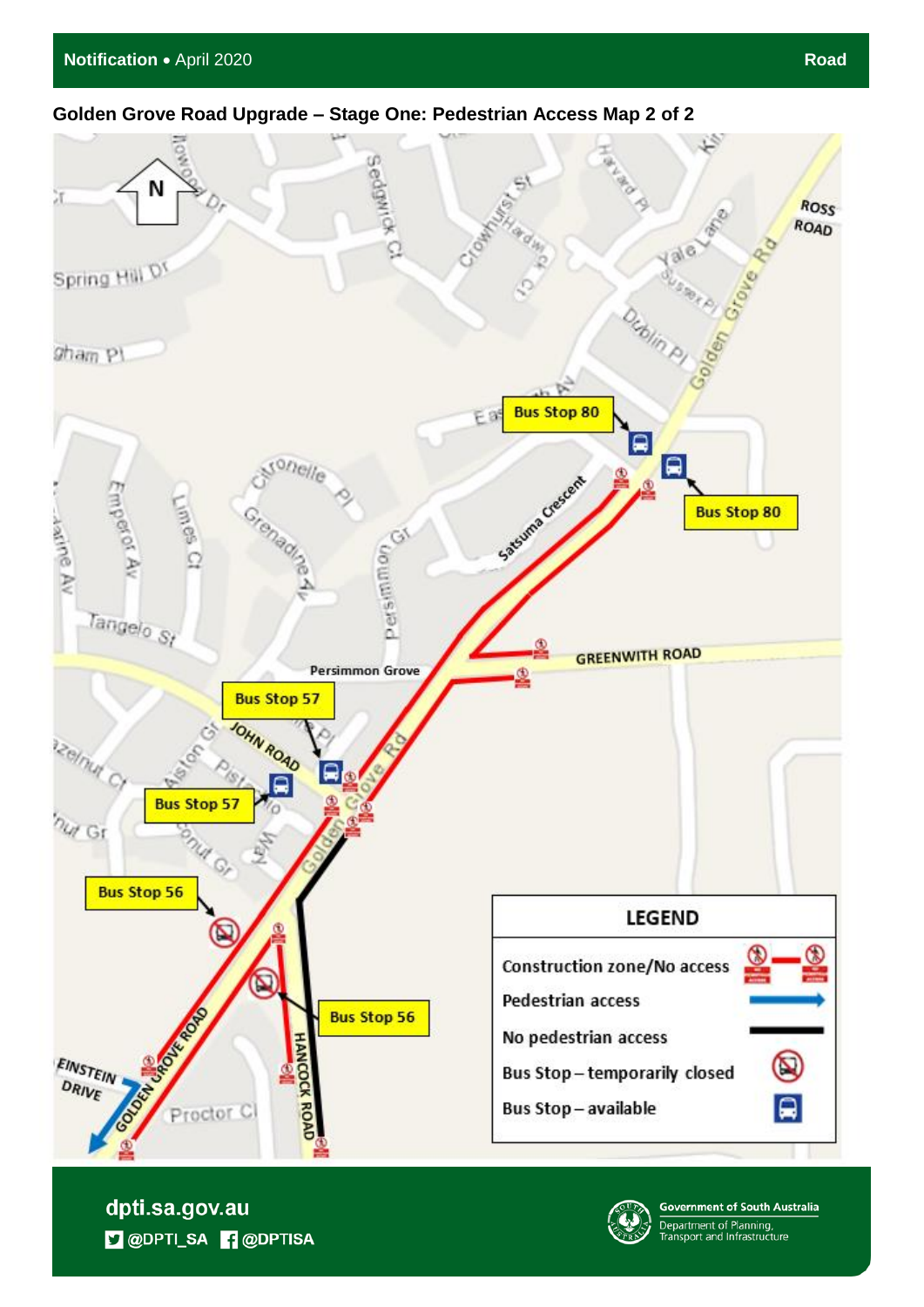Notification • April 2020

Road

## Golden Grove Road Upgrade – Stage One: Pedestrian Access Map 2 of 2

N

Ross Road

Golden Grove Rd

Bus Stop 80

Bus Stop 80

Satsuma Crescent

Greenwith Road

Persimmon Grove

Bus Stop 57

John Road

Bus Stop 57

Bus Stop 56

Bus Stop 56

Hancock Road

Golden Grove Road

Einstein Drive

Proctor Cl

**LEGEND**

- Construction zone/No access
- Pedestrian access
- No pedestrian access
- Bus Stop – temporarily closed
- Bus Stop – available

dpti.sa.gov.au

@DPTI_SA @DPTISA

Government of South Australia
Department of Planning, Transport and Infrastructure